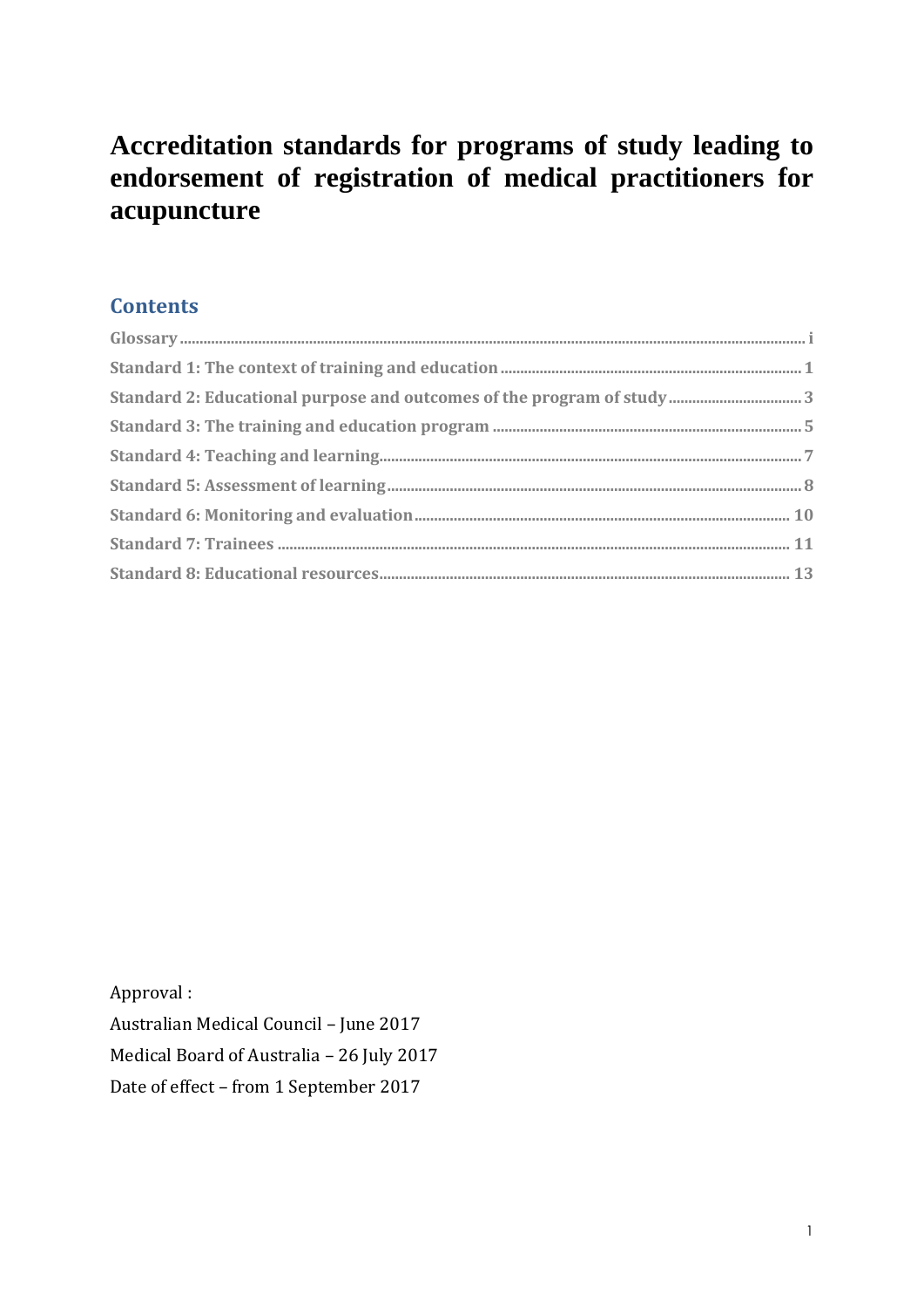# Accreditation standards for programs of study leading to endorsement of registration of medical practitioners for acupuncture

## Contents

- Glossary ........ i
- Standard 1: The context of training and education ........ 1
- Standard 2: Educational purpose and outcomes of the program of study ........ 3
- Standard 3: The training and education program ........ 5
- Standard 4: Teaching and learning ........ 7
- Standard 5: Assessment of learning ........ 8
- Standard 6: Monitoring and evaluation ........ 10
- Standard 7: Trainees ........ 11
- Standard 8: Educational resources ........ 13

Approval :

Australian Medical Council – June 2017

Medical Board of Australia – 26 July 2017

Date of effect – from 1 September 2017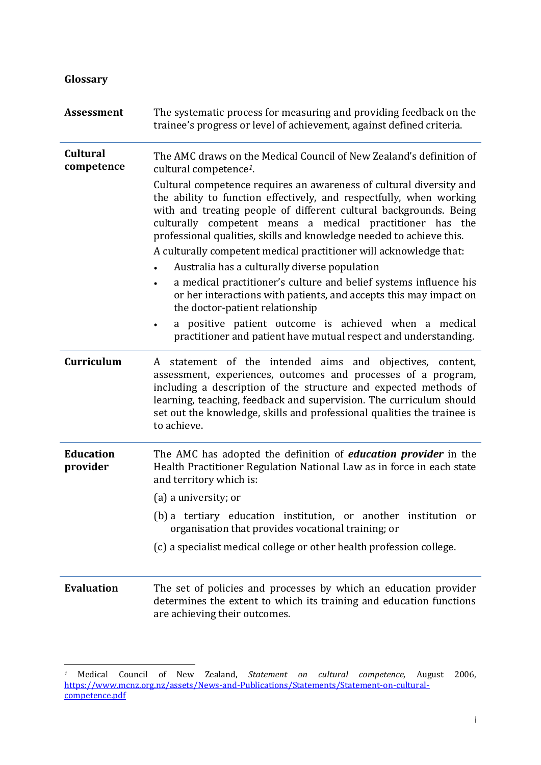## Glossary

**Assessment**
The systematic process for measuring and providing feedback on the trainee's progress or level of achievement, against defined criteria.

**Cultural competence**
The AMC draws on the Medical Council of New Zealand's definition of cultural competence[1].

Cultural competence requires an awareness of cultural diversity and the ability to function effectively, and respectfully, when working with and treating people of different cultural backgrounds. Being culturally competent means a medical practitioner has the professional qualities, skills and knowledge needed to achieve this.

A culturally competent medical practitioner will acknowledge that:

- Australia has a culturally diverse population
- a medical practitioner's culture and belief systems influence his or her interactions with patients, and accepts this may impact on the doctor-patient relationship
- a positive patient outcome is achieved when a medical practitioner and patient have mutual respect and understanding.

**Curriculum**
A statement of the intended aims and objectives, content, assessment, experiences, outcomes and processes of a program, including a description of the structure and expected methods of learning, teaching, feedback and supervision. The curriculum should set out the knowledge, skills and professional qualities the trainee is to achieve.

**Education provider**
The AMC has adopted the definition of ***education provider*** in the Health Practitioner Regulation National Law as in force in each state and territory which is:

(a) a university; or

(b) a tertiary education institution, or another institution or organisation that provides vocational training; or

(c) a specialist medical college or other health profession college.

**Evaluation**
The set of policies and processes by which an education provider determines the extent to which its training and education functions are achieving their outcomes.

---

[1] Medical Council of New Zealand, *Statement on cultural competence,* August 2006, https://www.mcnz.org.nz/assets/News-and-Publications/Statements/Statement-on-cultural-competence.pdf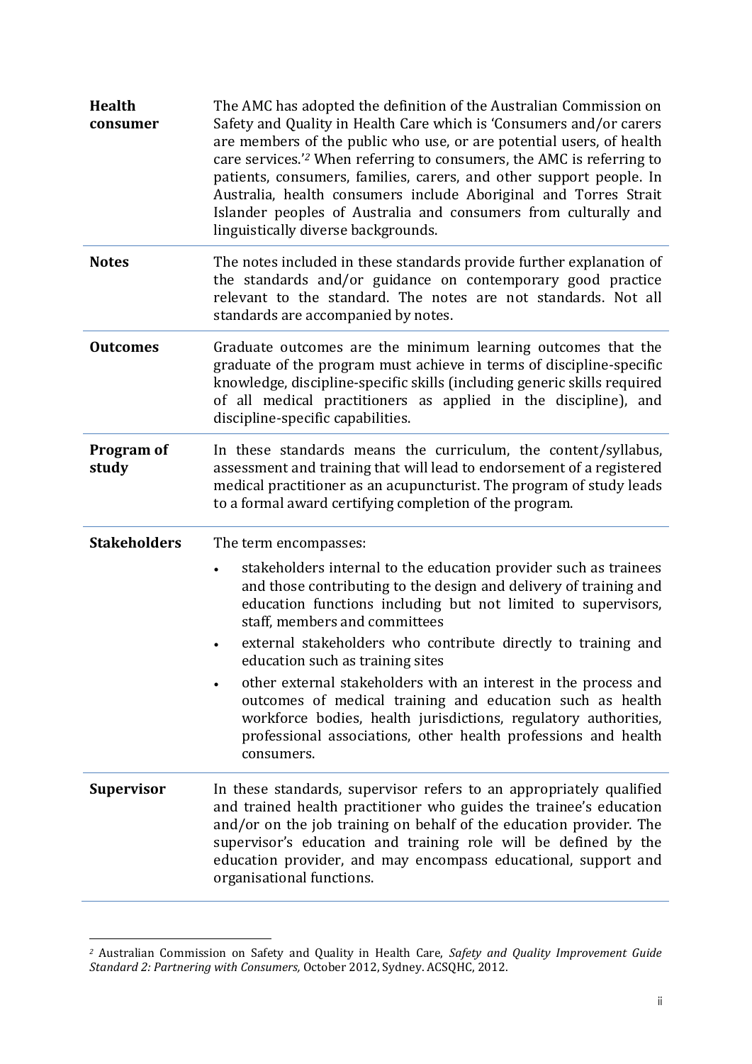| | |
|---|---|
| **Health consumer** | The AMC has adopted the definition of the Australian Commission on Safety and Quality in Health Care which is 'Consumers and/or carers are members of the public who use, or are potential users, of health care services.'[2] When referring to consumers, the AMC is referring to patients, consumers, families, carers, and other support people. In Australia, health consumers include Aboriginal and Torres Strait Islander peoples of Australia and consumers from culturally and linguistically diverse backgrounds. |
| **Notes** | The notes included in these standards provide further explanation of the standards and/or guidance on contemporary good practice relevant to the standard. The notes are not standards. Not all standards are accompanied by notes. |
| **Outcomes** | Graduate outcomes are the minimum learning outcomes that the graduate of the program must achieve in terms of discipline-specific knowledge, discipline-specific skills (including generic skills required of all medical practitioners as applied in the discipline), and discipline-specific capabilities. |
| **Program of study** | In these standards means the curriculum, the content/syllabus, assessment and training that will lead to endorsement of a registered medical practitioner as an acupuncturist. The program of study leads to a formal award certifying completion of the program. |
| **Stakeholders** | The term encompasses:<br>• stakeholders internal to the education provider such as trainees and those contributing to the design and delivery of training and education functions including but not limited to supervisors, staff, members and committees<br>• external stakeholders who contribute directly to training and education such as training sites<br>• other external stakeholders with an interest in the process and outcomes of medical training and education such as health workforce bodies, health jurisdictions, regulatory authorities, professional associations, other health professions and health consumers. |
| **Supervisor** | In these standards, supervisor refers to an appropriately qualified and trained health practitioner who guides the trainee's education and/or on the job training on behalf of the education provider. The supervisor's education and training role will be defined by the education provider, and may encompass educational, support and organisational functions. |

[2] Australian Commission on Safety and Quality in Health Care, *Safety and Quality Improvement Guide Standard 2: Partnering with Consumers,* October 2012, Sydney. ACSQHC, 2012.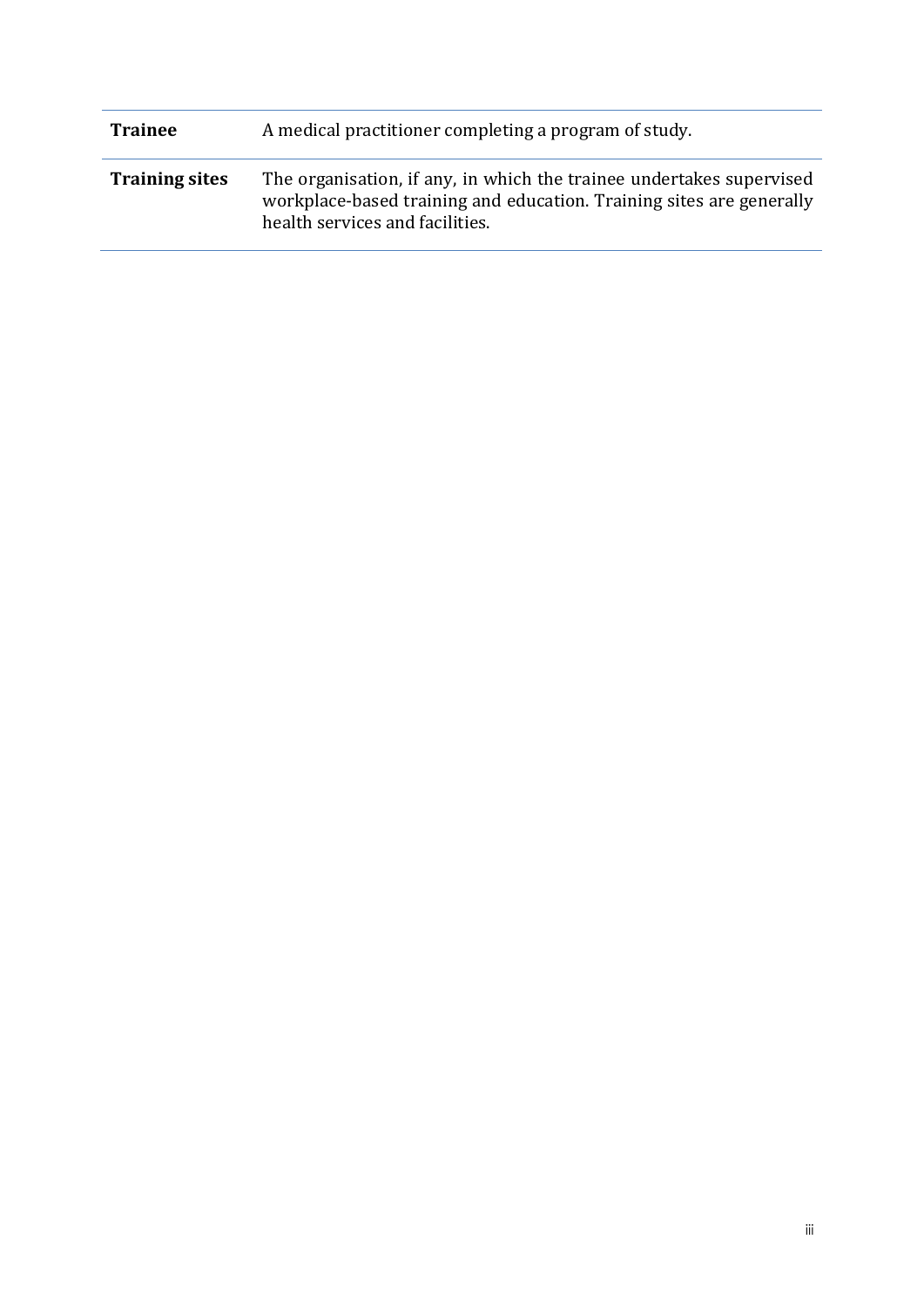| | |
|---|---|
| **Trainee** | A medical practitioner completing a program of study. |
| **Training sites** | The organisation, if any, in which the trainee undertakes supervised workplace-based training and education. Training sites are generally health services and facilities. |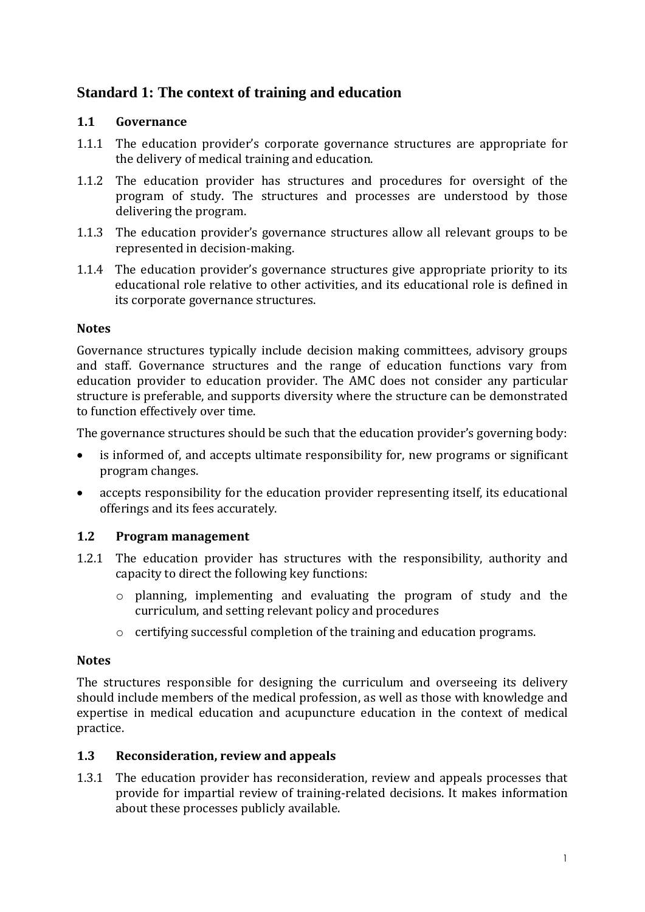## Standard 1: The context of training and education

### 1.1 Governance

1.1.1 The education provider's corporate governance structures are appropriate for the delivery of medical training and education.

1.1.2 The education provider has structures and procedures for oversight of the program of study. The structures and processes are understood by those delivering the program.

1.1.3 The education provider's governance structures allow all relevant groups to be represented in decision-making.

1.1.4 The education provider's governance structures give appropriate priority to its educational role relative to other activities, and its educational role is defined in its corporate governance structures.

**Notes**

Governance structures typically include decision making committees, advisory groups and staff. Governance structures and the range of education functions vary from education provider to education provider. The AMC does not consider any particular structure is preferable, and supports diversity where the structure can be demonstrated to function effectively over time.

The governance structures should be such that the education provider's governing body:

- is informed of, and accepts ultimate responsibility for, new programs or significant program changes.
- accepts responsibility for the education provider representing itself, its educational offerings and its fees accurately.

### 1.2 Program management

1.2.1 The education provider has structures with the responsibility, authority and capacity to direct the following key functions:

  - planning, implementing and evaluating the program of study and the curriculum, and setting relevant policy and procedures
  - certifying successful completion of the training and education programs.

**Notes**

The structures responsible for designing the curriculum and overseeing its delivery should include members of the medical profession, as well as those with knowledge and expertise in medical education and acupuncture education in the context of medical practice.

### 1.3 Reconsideration, review and appeals

1.3.1 The education provider has reconsideration, review and appeals processes that provide for impartial review of training-related decisions. It makes information about these processes publicly available.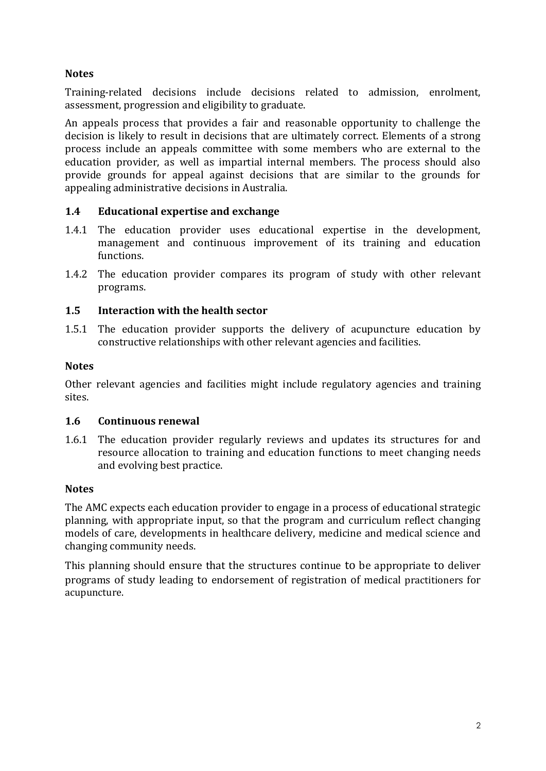**Notes**

Training-related decisions include decisions related to admission, enrolment, assessment, progression and eligibility to graduate.

An appeals process that provides a fair and reasonable opportunity to challenge the decision is likely to result in decisions that are ultimately correct. Elements of a strong process include an appeals committee with some members who are external to the education provider, as well as impartial internal members. The process should also provide grounds for appeal against decisions that are similar to the grounds for appealing administrative decisions in Australia.

### 1.4 Educational expertise and exchange

1.4.1 The education provider uses educational expertise in the development, management and continuous improvement of its training and education functions.

1.4.2 The education provider compares its program of study with other relevant programs.

### 1.5 Interaction with the health sector

1.5.1 The education provider supports the delivery of acupuncture education by constructive relationships with other relevant agencies and facilities.

**Notes**

Other relevant agencies and facilities might include regulatory agencies and training sites.

### 1.6 Continuous renewal

1.6.1 The education provider regularly reviews and updates its structures for and resource allocation to training and education functions to meet changing needs and evolving best practice.

**Notes**

The AMC expects each education provider to engage in a process of educational strategic planning, with appropriate input, so that the program and curriculum reflect changing models of care, developments in healthcare delivery, medicine and medical science and changing community needs.

This planning should ensure that the structures continue to be appropriate to deliver programs of study leading to endorsement of registration of medical practitioners for acupuncture.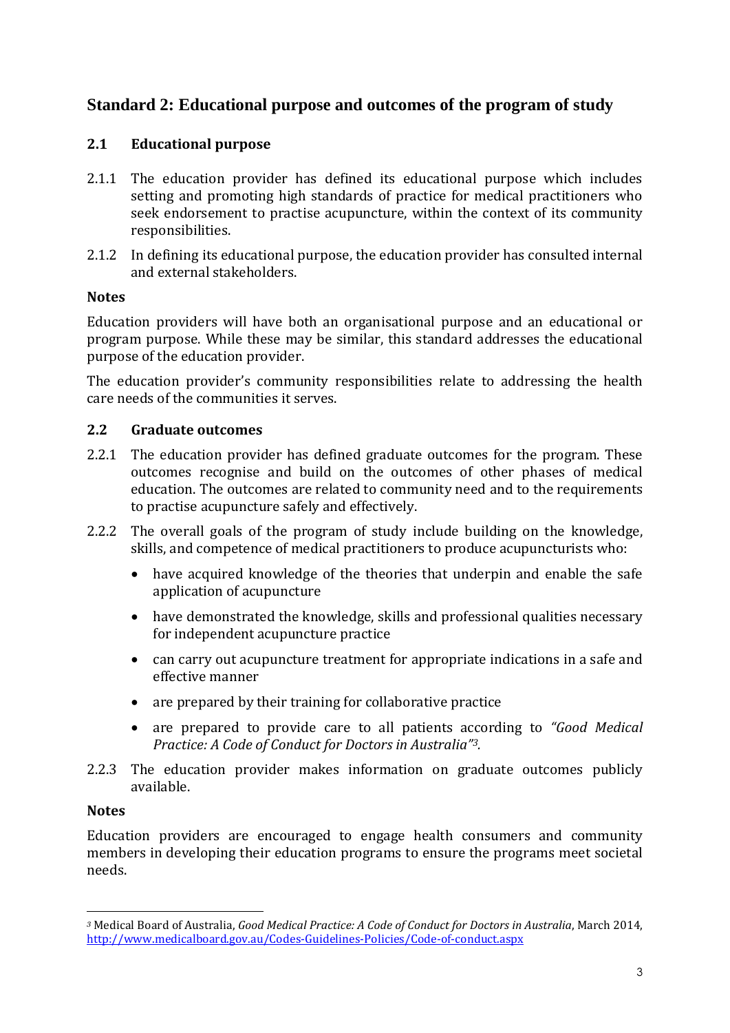## Standard 2: Educational purpose and outcomes of the program of study

### 2.1 Educational purpose

2.1.1 The education provider has defined its educational purpose which includes setting and promoting high standards of practice for medical practitioners who seek endorsement to practise acupuncture, within the context of its community responsibilities.

2.1.2 In defining its educational purpose, the education provider has consulted internal and external stakeholders.

**Notes**

Education providers will have both an organisational purpose and an educational or program purpose. While these may be similar, this standard addresses the educational purpose of the education provider.

The education provider's community responsibilities relate to addressing the health care needs of the communities it serves.

### 2.2 Graduate outcomes

2.2.1 The education provider has defined graduate outcomes for the program. These outcomes recognise and build on the outcomes of other phases of medical education. The outcomes are related to community need and to the requirements to practise acupuncture safely and effectively.

2.2.2 The overall goals of the program of study include building on the knowledge, skills, and competence of medical practitioners to produce acupuncturists who:

- have acquired knowledge of the theories that underpin and enable the safe application of acupuncture
- have demonstrated the knowledge, skills and professional qualities necessary for independent acupuncture practice
- can carry out acupuncture treatment for appropriate indications in a safe and effective manner
- are prepared by their training for collaborative practice
- are prepared to provide care to all patients according to *"Good Medical Practice: A Code of Conduct for Doctors in Australia"*[3].

2.2.3 The education provider makes information on graduate outcomes publicly available.

**Notes**

Education providers are encouraged to engage health consumers and community members in developing their education programs to ensure the programs meet societal needs.

---

[3] Medical Board of Australia, *Good Medical Practice: A Code of Conduct for Doctors in Australia*, March 2014, http://www.medicalboard.gov.au/Codes-Guidelines-Policies/Code-of-conduct.aspx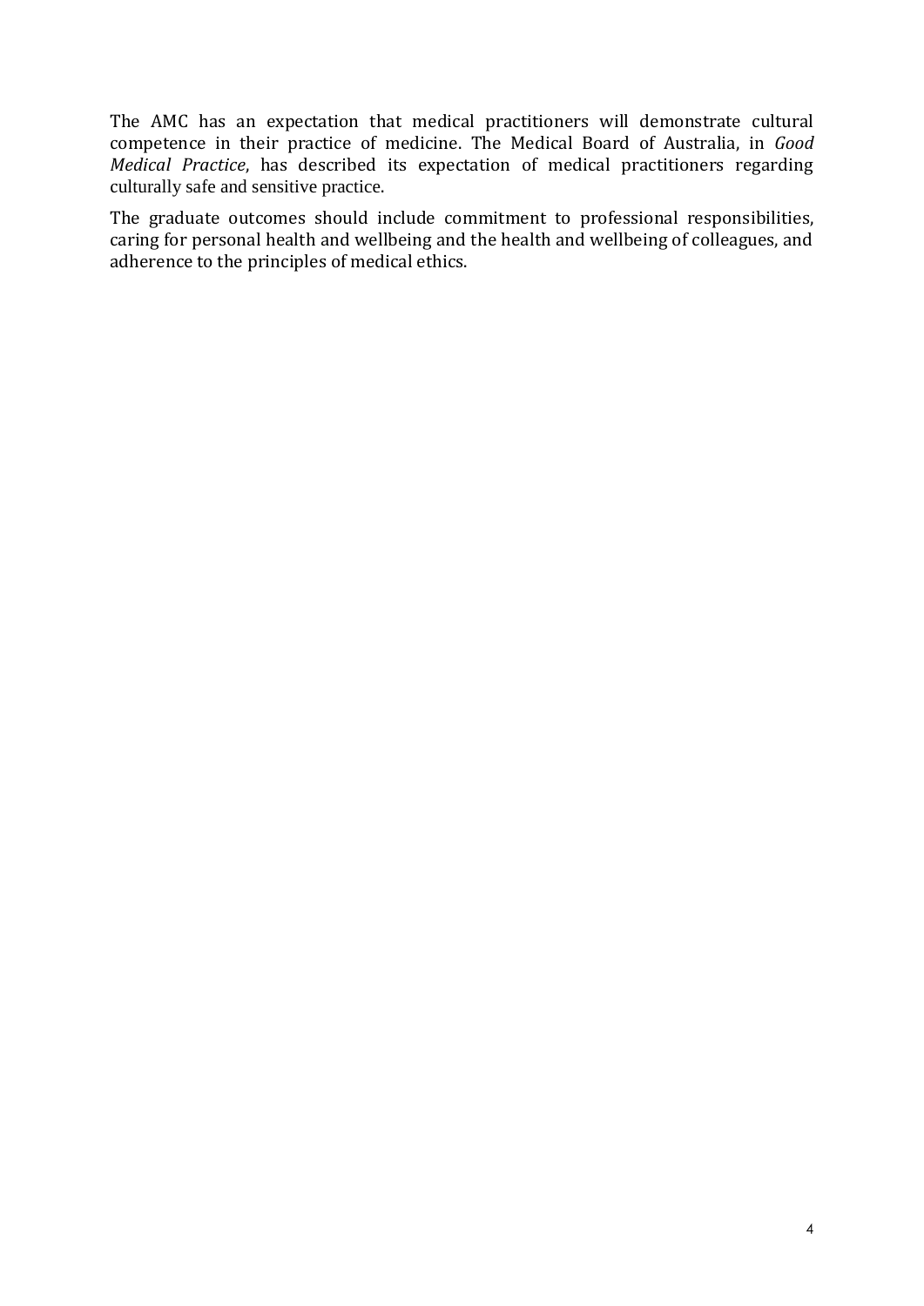The AMC has an expectation that medical practitioners will demonstrate cultural competence in their practice of medicine. The Medical Board of Australia, in *Good Medical Practice*, has described its expectation of medical practitioners regarding culturally safe and sensitive practice.

The graduate outcomes should include commitment to professional responsibilities, caring for personal health and wellbeing and the health and wellbeing of colleagues, and adherence to the principles of medical ethics.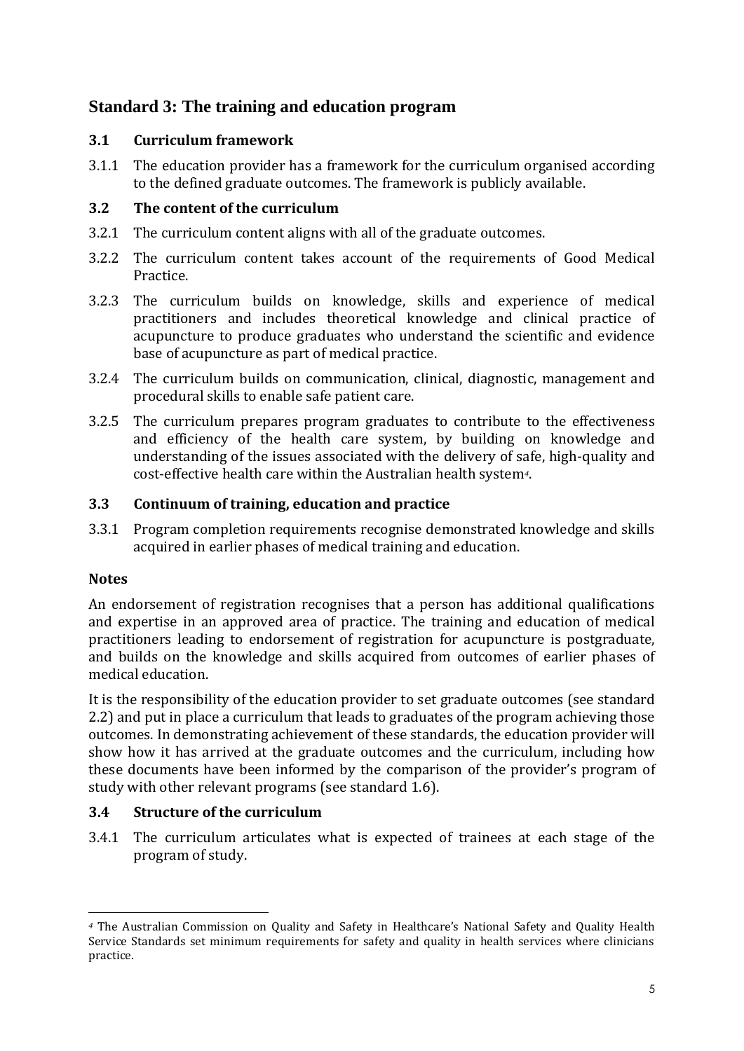## Standard 3: The training and education program

### 3.1 Curriculum framework

3.1.1 The education provider has a framework for the curriculum organised according to the defined graduate outcomes. The framework is publicly available.

### 3.2 The content of the curriculum

3.2.1 The curriculum content aligns with all of the graduate outcomes.

3.2.2 The curriculum content takes account of the requirements of Good Medical Practice.

3.2.3 The curriculum builds on knowledge, skills and experience of medical practitioners and includes theoretical knowledge and clinical practice of acupuncture to produce graduates who understand the scientific and evidence base of acupuncture as part of medical practice.

3.2.4 The curriculum builds on communication, clinical, diagnostic, management and procedural skills to enable safe patient care.

3.2.5 The curriculum prepares program graduates to contribute to the effectiveness and efficiency of the health care system, by building on knowledge and understanding of the issues associated with the delivery of safe, high-quality and cost-effective health care within the Australian health system[4].

### 3.3 Continuum of training, education and practice

3.3.1 Program completion requirements recognise demonstrated knowledge and skills acquired in earlier phases of medical training and education.

**Notes**

An endorsement of registration recognises that a person has additional qualifications and expertise in an approved area of practice. The training and education of medical practitioners leading to endorsement of registration for acupuncture is postgraduate, and builds on the knowledge and skills acquired from outcomes of earlier phases of medical education.

It is the responsibility of the education provider to set graduate outcomes (see standard 2.2) and put in place a curriculum that leads to graduates of the program achieving those outcomes. In demonstrating achievement of these standards, the education provider will show how it has arrived at the graduate outcomes and the curriculum, including how these documents have been informed by the comparison of the provider's program of study with other relevant programs (see standard 1.6).

### 3.4 Structure of the curriculum

3.4.1 The curriculum articulates what is expected of trainees at each stage of the program of study.

---

[4] The Australian Commission on Quality and Safety in Healthcare's National Safety and Quality Health Service Standards set minimum requirements for safety and quality in health services where clinicians practice.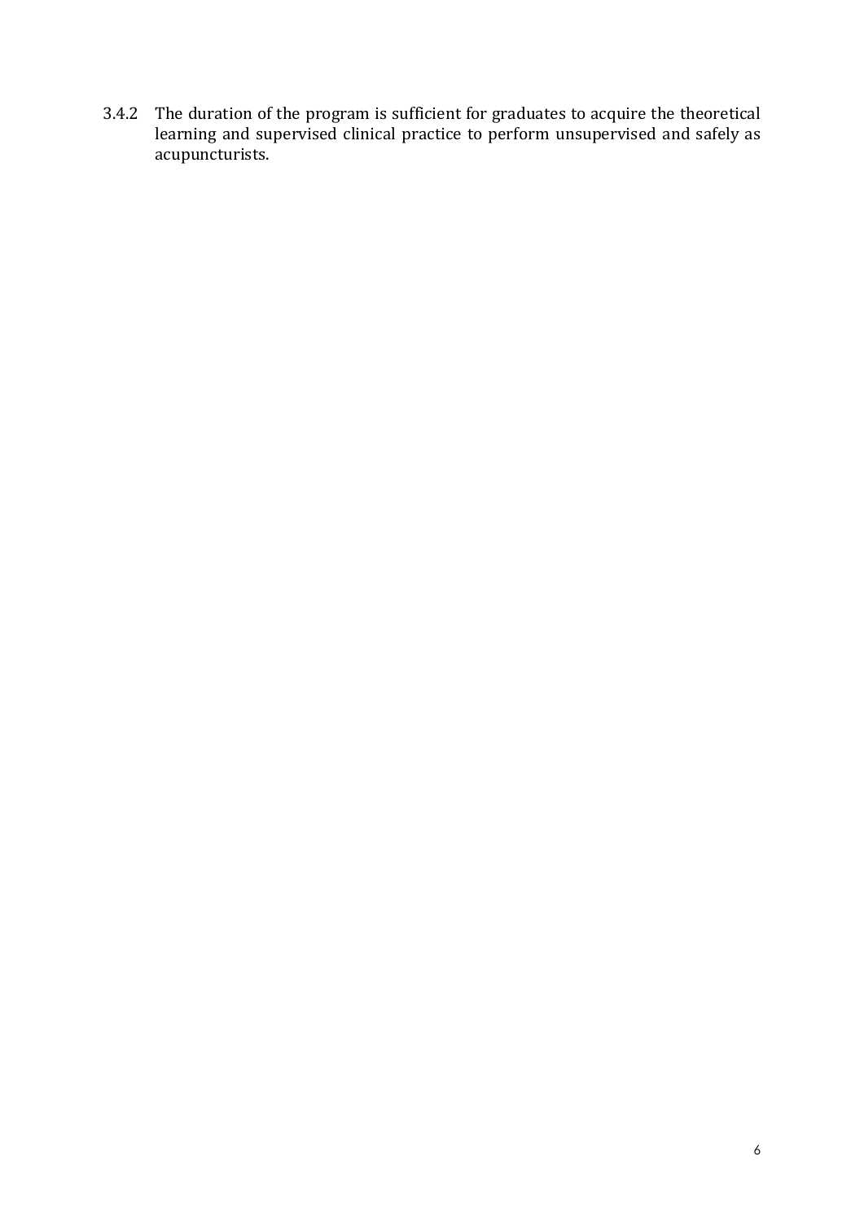3.4.2 The duration of the program is sufficient for graduates to acquire the theoretical learning and supervised clinical practice to perform unsupervised and safely as acupuncturists.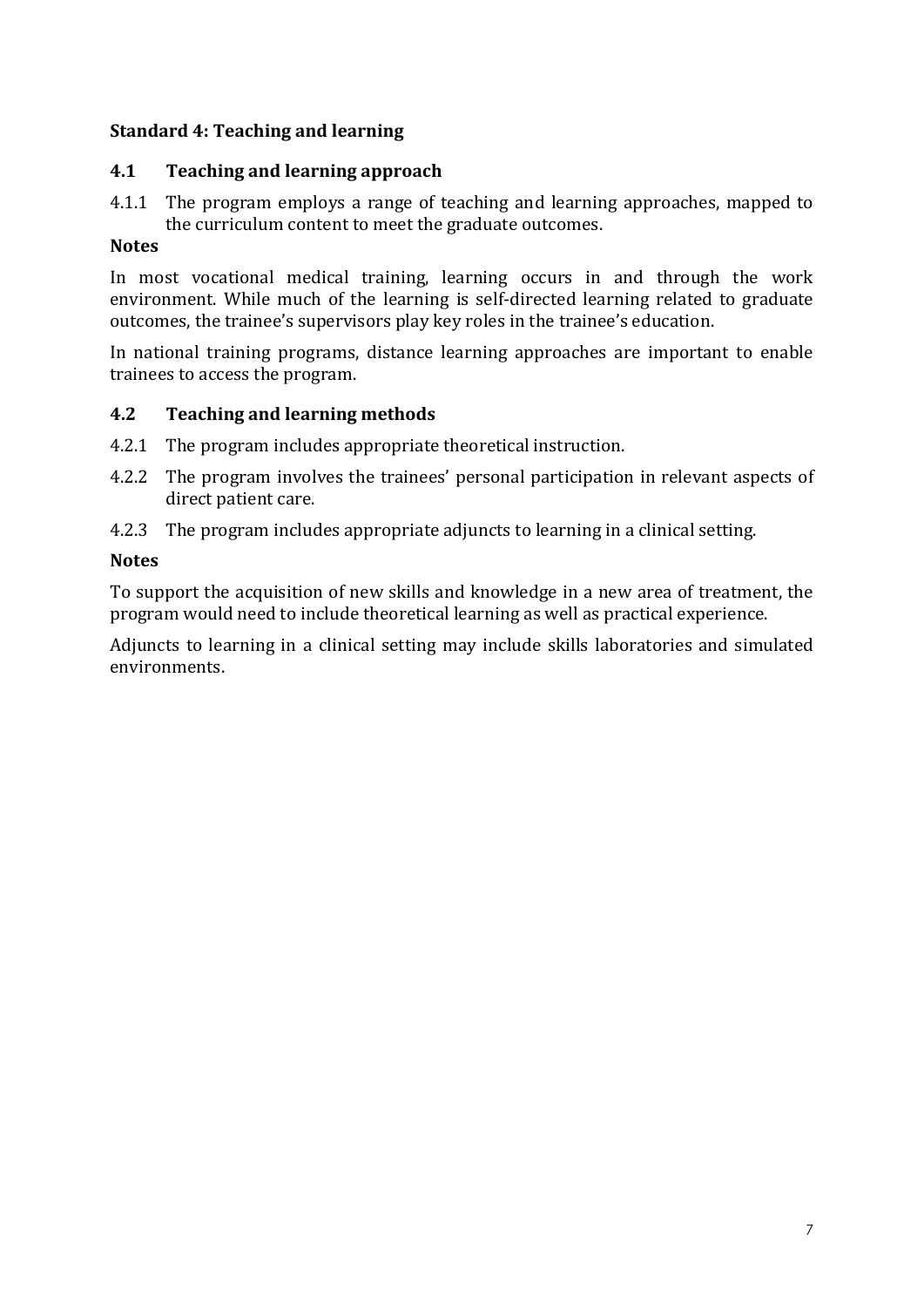## Standard 4: Teaching and learning

### 4.1 Teaching and learning approach

4.1.1 The program employs a range of teaching and learning approaches, mapped to the curriculum content to meet the graduate outcomes.

**Notes**

In most vocational medical training, learning occurs in and through the work environment. While much of the learning is self-directed learning related to graduate outcomes, the trainee's supervisors play key roles in the trainee's education.

In national training programs, distance learning approaches are important to enable trainees to access the program.

### 4.2 Teaching and learning methods

4.2.1 The program includes appropriate theoretical instruction.

4.2.2 The program involves the trainees' personal participation in relevant aspects of direct patient care.

4.2.3 The program includes appropriate adjuncts to learning in a clinical setting.

**Notes**

To support the acquisition of new skills and knowledge in a new area of treatment, the program would need to include theoretical learning as well as practical experience.

Adjuncts to learning in a clinical setting may include skills laboratories and simulated environments.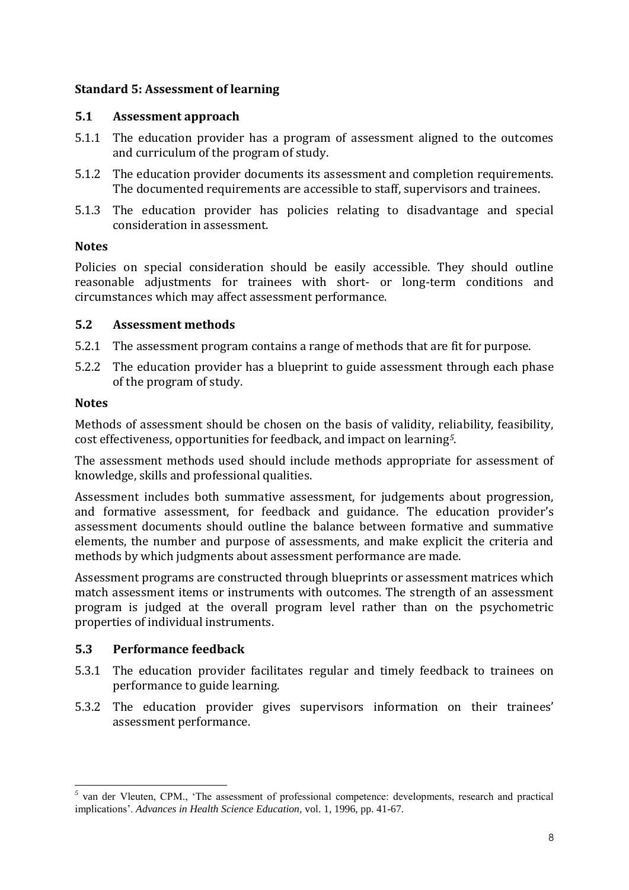### Standard 5: Assessment of learning

#### 5.1 Assessment approach

5.1.1 The education provider has a program of assessment aligned to the outcomes and curriculum of the program of study.

5.1.2 The education provider documents its assessment and completion requirements. The documented requirements are accessible to staff, supervisors and trainees.

5.1.3 The education provider has policies relating to disadvantage and special consideration in assessment.

**Notes**

Policies on special consideration should be easily accessible. They should outline reasonable adjustments for trainees with short- or long-term conditions and circumstances which may affect assessment performance.

#### 5.2 Assessment methods

5.2.1 The assessment program contains a range of methods that are fit for purpose.

5.2.2 The education provider has a blueprint to guide assessment through each phase of the program of study.

**Notes**

Methods of assessment should be chosen on the basis of validity, reliability, feasibility, cost effectiveness, opportunities for feedback, and impact on learning[5].

The assessment methods used should include methods appropriate for assessment of knowledge, skills and professional qualities.

Assessment includes both summative assessment, for judgements about progression, and formative assessment, for feedback and guidance. The education provider's assessment documents should outline the balance between formative and summative elements, the number and purpose of assessments, and make explicit the criteria and methods by which judgments about assessment performance are made.

Assessment programs are constructed through blueprints or assessment matrices which match assessment items or instruments with outcomes. The strength of an assessment program is judged at the overall program level rather than on the psychometric properties of individual instruments.

#### 5.3 Performance feedback

5.3.1 The education provider facilitates regular and timely feedback to trainees on performance to guide learning.

5.3.2 The education provider gives supervisors information on their trainees' assessment performance.

---

[5] van der Vleuten, CPM., 'The assessment of professional competence: developments, research and practical implications'. *Advances in Health Science Education*, vol. 1, 1996, pp. 41-67.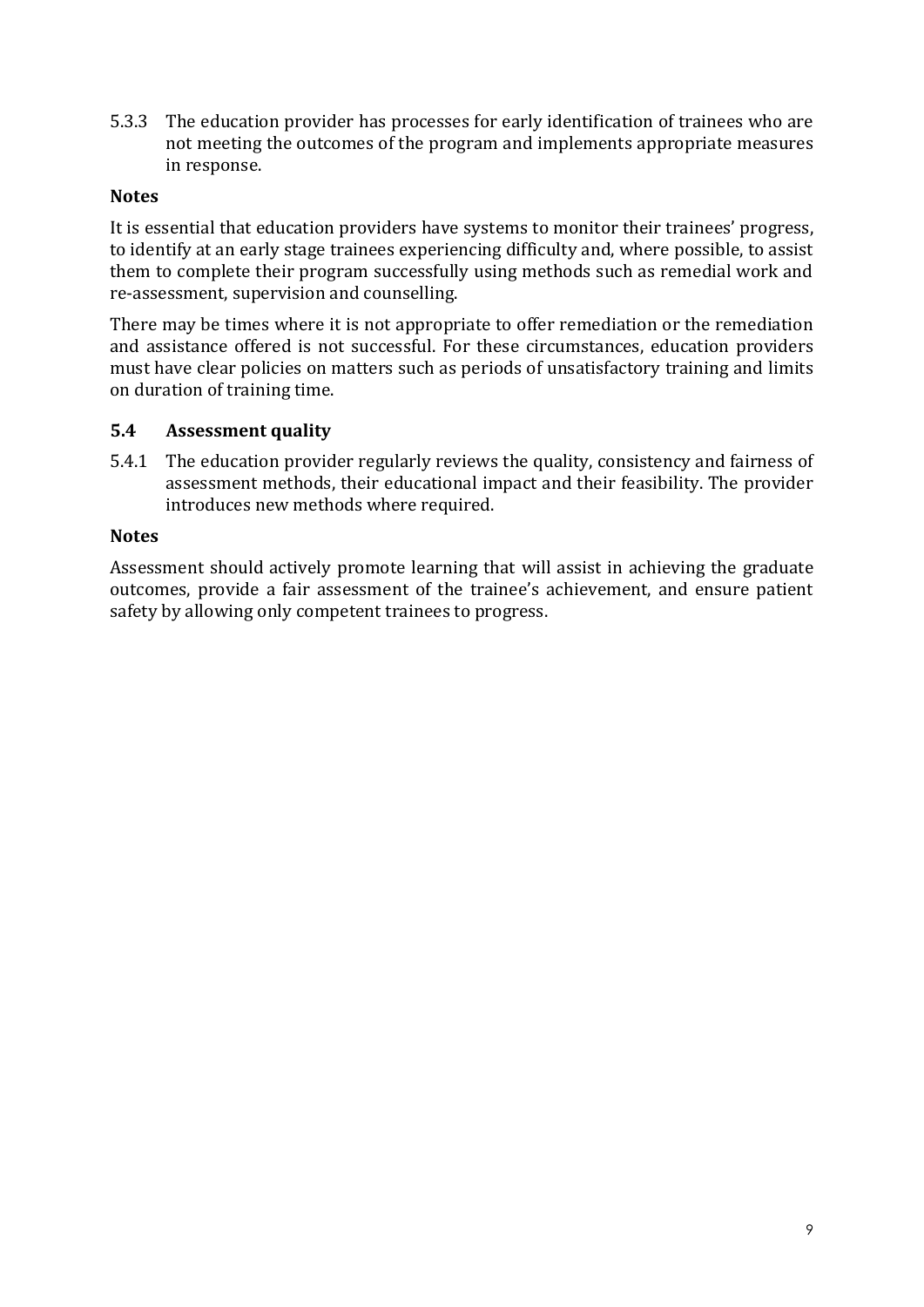5.3.3 The education provider has processes for early identification of trainees who are not meeting the outcomes of the program and implements appropriate measures in response.

**Notes**

It is essential that education providers have systems to monitor their trainees' progress, to identify at an early stage trainees experiencing difficulty and, where possible, to assist them to complete their program successfully using methods such as remedial work and re-assessment, supervision and counselling.

There may be times where it is not appropriate to offer remediation or the remediation and assistance offered is not successful. For these circumstances, education providers must have clear policies on matters such as periods of unsatisfactory training and limits on duration of training time.

### 5.4 Assessment quality

5.4.1 The education provider regularly reviews the quality, consistency and fairness of assessment methods, their educational impact and their feasibility. The provider introduces new methods where required.

**Notes**

Assessment should actively promote learning that will assist in achieving the graduate outcomes, provide a fair assessment of the trainee's achievement, and ensure patient safety by allowing only competent trainees to progress.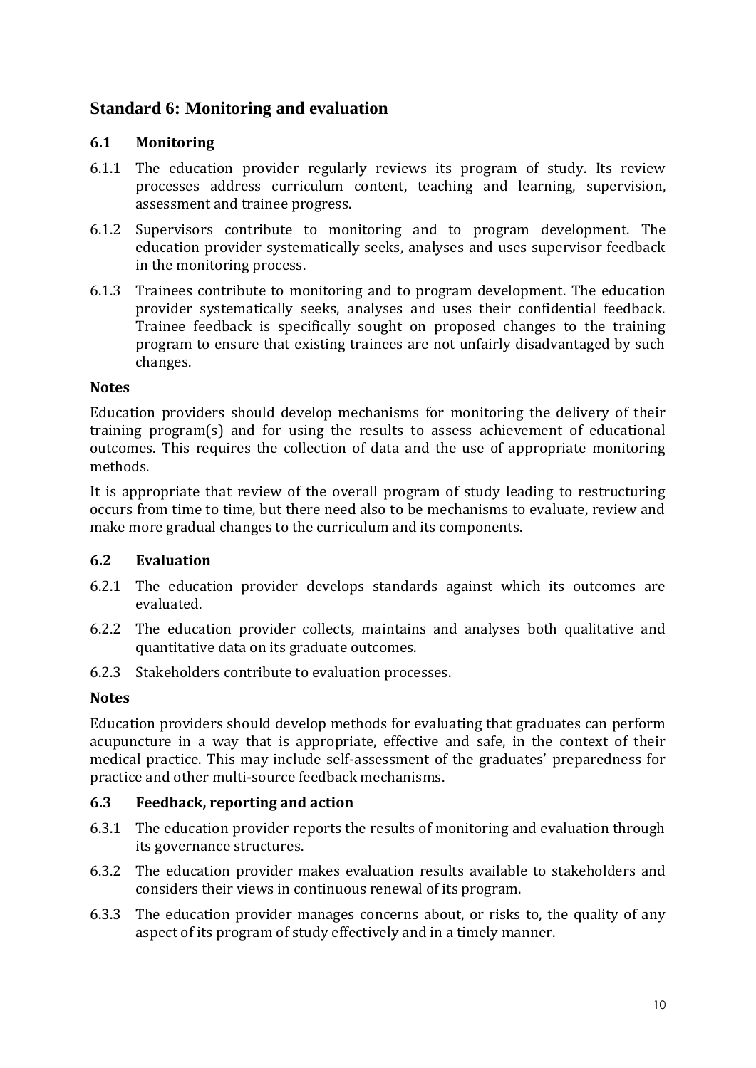## Standard 6: Monitoring and evaluation

### 6.1 Monitoring

6.1.1 The education provider regularly reviews its program of study. Its review processes address curriculum content, teaching and learning, supervision, assessment and trainee progress.

6.1.2 Supervisors contribute to monitoring and to program development. The education provider systematically seeks, analyses and uses supervisor feedback in the monitoring process.

6.1.3 Trainees contribute to monitoring and to program development. The education provider systematically seeks, analyses and uses their confidential feedback. Trainee feedback is specifically sought on proposed changes to the training program to ensure that existing trainees are not unfairly disadvantaged by such changes.

**Notes**

Education providers should develop mechanisms for monitoring the delivery of their training program(s) and for using the results to assess achievement of educational outcomes. This requires the collection of data and the use of appropriate monitoring methods.

It is appropriate that review of the overall program of study leading to restructuring occurs from time to time, but there need also to be mechanisms to evaluate, review and make more gradual changes to the curriculum and its components.

### 6.2 Evaluation

6.2.1 The education provider develops standards against which its outcomes are evaluated.

6.2.2 The education provider collects, maintains and analyses both qualitative and quantitative data on its graduate outcomes.

6.2.3 Stakeholders contribute to evaluation processes.

**Notes**

Education providers should develop methods for evaluating that graduates can perform acupuncture in a way that is appropriate, effective and safe, in the context of their medical practice. This may include self-assessment of the graduates' preparedness for practice and other multi-source feedback mechanisms.

### 6.3 Feedback, reporting and action

6.3.1 The education provider reports the results of monitoring and evaluation through its governance structures.

6.3.2 The education provider makes evaluation results available to stakeholders and considers their views in continuous renewal of its program.

6.3.3 The education provider manages concerns about, or risks to, the quality of any aspect of its program of study effectively and in a timely manner.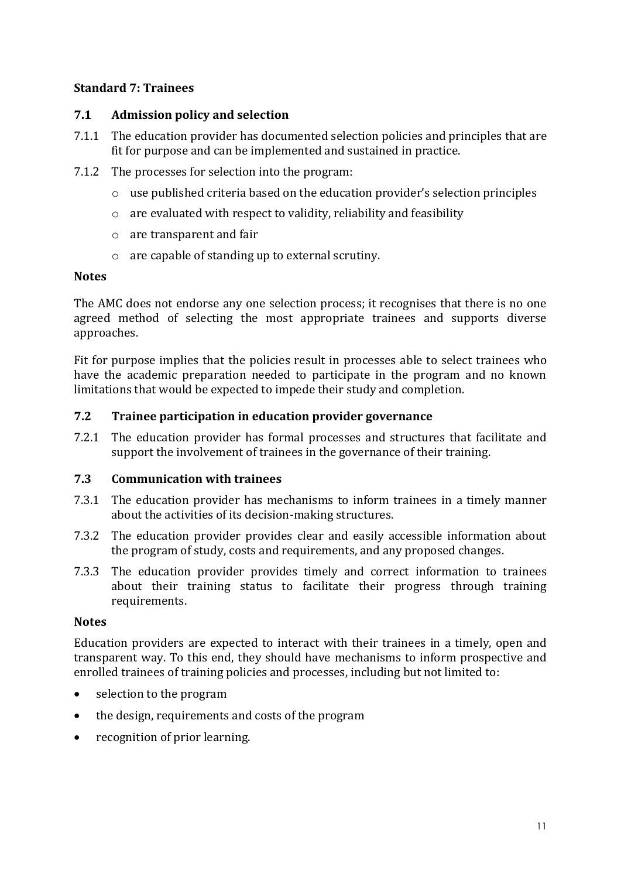## Standard 7: Trainees

### 7.1 Admission policy and selection

7.1.1 The education provider has documented selection policies and principles that are fit for purpose and can be implemented and sustained in practice.

7.1.2 The processes for selection into the program:

- use published criteria based on the education provider's selection principles
- are evaluated with respect to validity, reliability and feasibility
- are transparent and fair
- are capable of standing up to external scrutiny.

**Notes**

The AMC does not endorse any one selection process; it recognises that there is no one agreed method of selecting the most appropriate trainees and supports diverse approaches.

Fit for purpose implies that the policies result in processes able to select trainees who have the academic preparation needed to participate in the program and no known limitations that would be expected to impede their study and completion.

### 7.2 Trainee participation in education provider governance

7.2.1 The education provider has formal processes and structures that facilitate and support the involvement of trainees in the governance of their training.

### 7.3 Communication with trainees

7.3.1 The education provider has mechanisms to inform trainees in a timely manner about the activities of its decision-making structures.

7.3.2 The education provider provides clear and easily accessible information about the program of study, costs and requirements, and any proposed changes.

7.3.3 The education provider provides timely and correct information to trainees about their training status to facilitate their progress through training requirements.

**Notes**

Education providers are expected to interact with their trainees in a timely, open and transparent way. To this end, they should have mechanisms to inform prospective and enrolled trainees of training policies and processes, including but not limited to:

- selection to the program
- the design, requirements and costs of the program
- recognition of prior learning.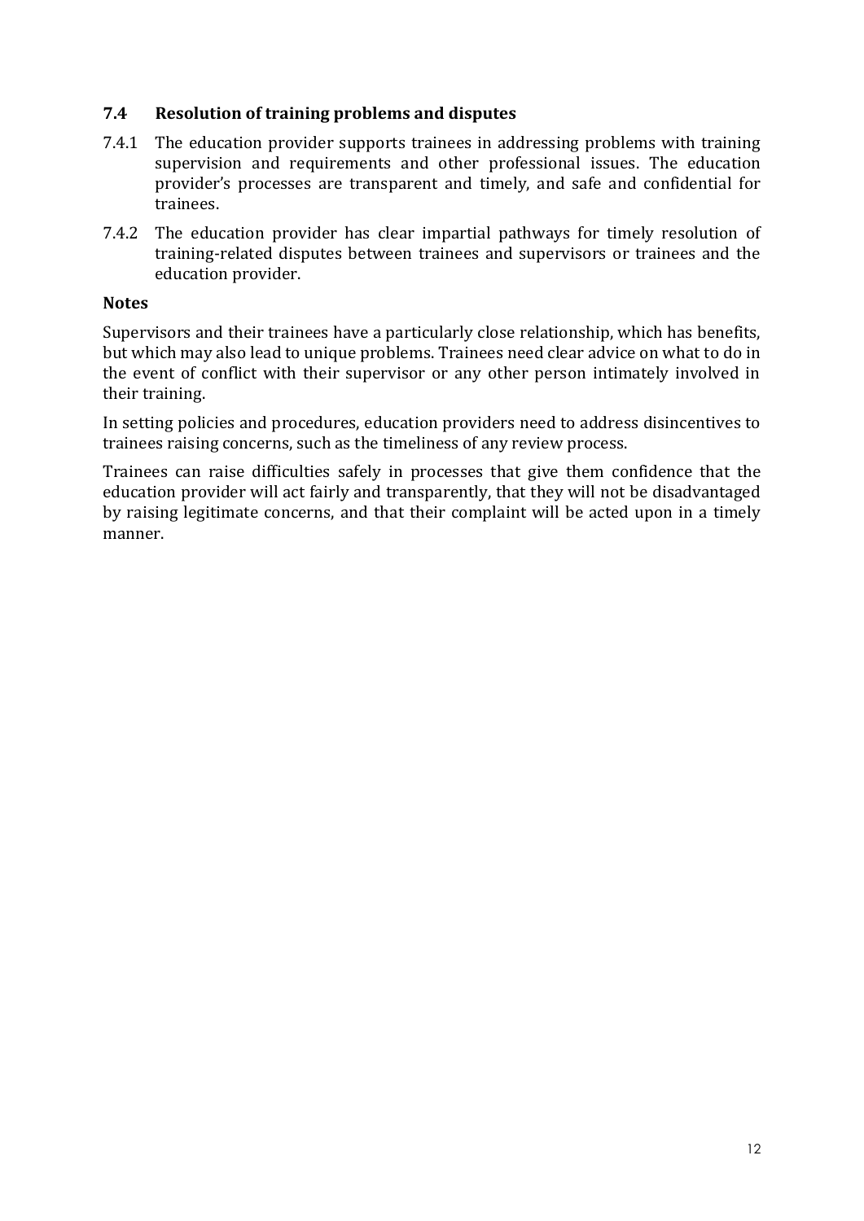### 7.4 Resolution of training problems and disputes

7.4.1 The education provider supports trainees in addressing problems with training supervision and requirements and other professional issues. The education provider's processes are transparent and timely, and safe and confidential for trainees.

7.4.2 The education provider has clear impartial pathways for timely resolution of training-related disputes between trainees and supervisors or trainees and the education provider.

**Notes**

Supervisors and their trainees have a particularly close relationship, which has benefits, but which may also lead to unique problems. Trainees need clear advice on what to do in the event of conflict with their supervisor or any other person intimately involved in their training.

In setting policies and procedures, education providers need to address disincentives to trainees raising concerns, such as the timeliness of any review process.

Trainees can raise difficulties safely in processes that give them confidence that the education provider will act fairly and transparently, that they will not be disadvantaged by raising legitimate concerns, and that their complaint will be acted upon in a timely manner.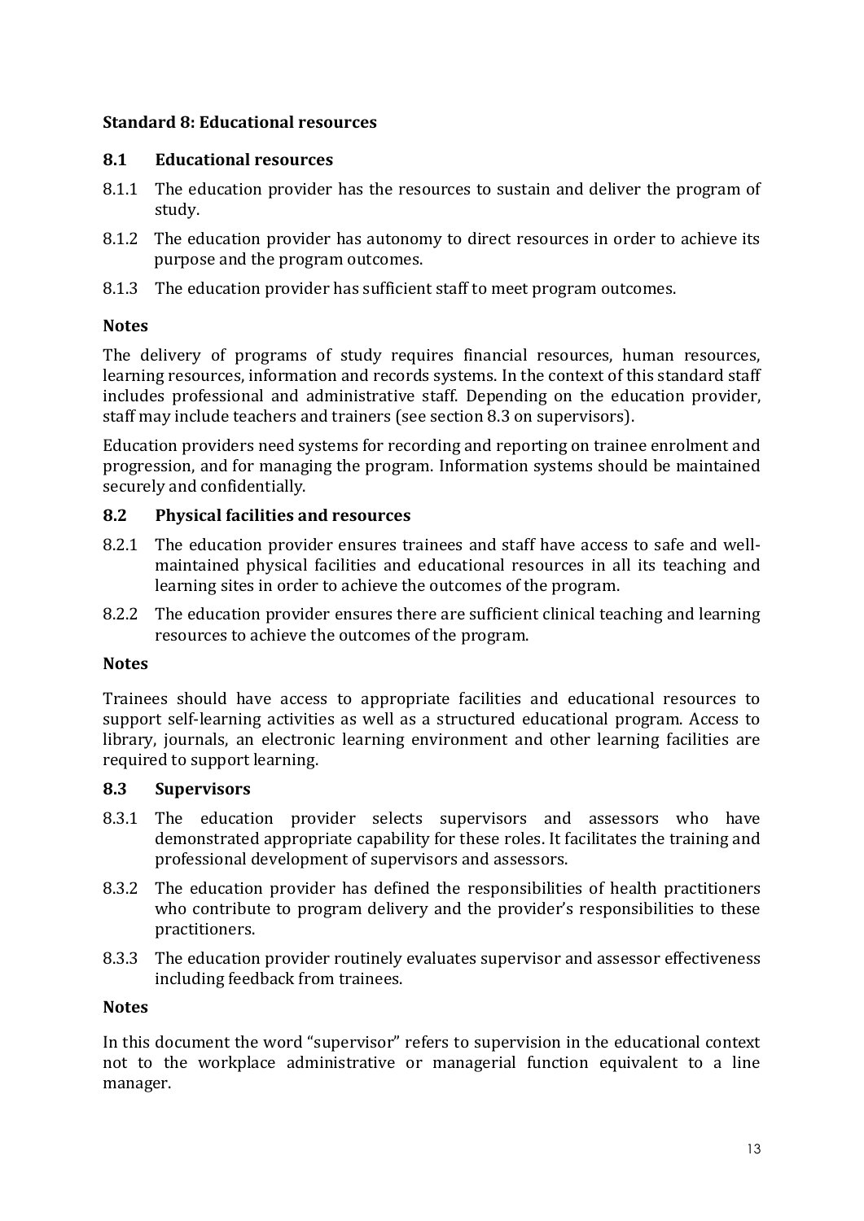## Standard 8: Educational resources

### 8.1 Educational resources

8.1.1 The education provider has the resources to sustain and deliver the program of study.

8.1.2 The education provider has autonomy to direct resources in order to achieve its purpose and the program outcomes.

8.1.3 The education provider has sufficient staff to meet program outcomes.

#### Notes

The delivery of programs of study requires financial resources, human resources, learning resources, information and records systems. In the context of this standard staff includes professional and administrative staff. Depending on the education provider, staff may include teachers and trainers (see section 8.3 on supervisors).

Education providers need systems for recording and reporting on trainee enrolment and progression, and for managing the program. Information systems should be maintained securely and confidentially.

### 8.2 Physical facilities and resources

8.2.1 The education provider ensures trainees and staff have access to safe and well-maintained physical facilities and educational resources in all its teaching and learning sites in order to achieve the outcomes of the program.

8.2.2 The education provider ensures there are sufficient clinical teaching and learning resources to achieve the outcomes of the program.

#### Notes

Trainees should have access to appropriate facilities and educational resources to support self-learning activities as well as a structured educational program. Access to library, journals, an electronic learning environment and other learning facilities are required to support learning.

### 8.3 Supervisors

8.3.1 The education provider selects supervisors and assessors who have demonstrated appropriate capability for these roles. It facilitates the training and professional development of supervisors and assessors.

8.3.2 The education provider has defined the responsibilities of health practitioners who contribute to program delivery and the provider's responsibilities to these practitioners.

8.3.3 The education provider routinely evaluates supervisor and assessor effectiveness including feedback from trainees.

#### Notes

In this document the word "supervisor" refers to supervision in the educational context not to the workplace administrative or managerial function equivalent to a line manager.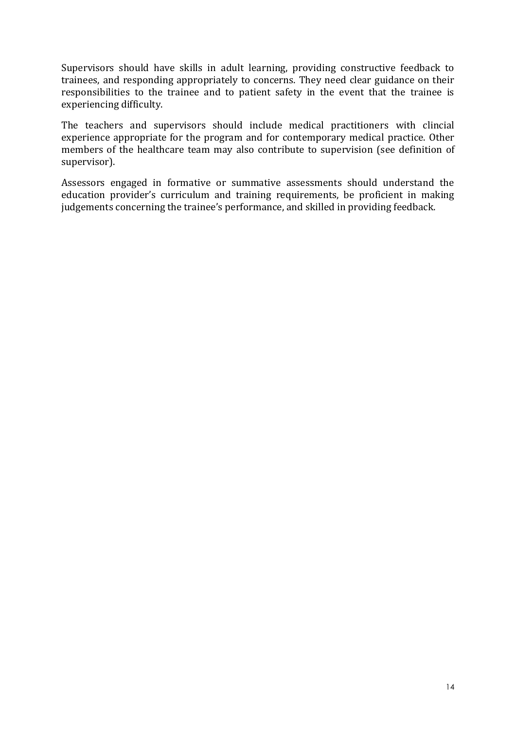Supervisors should have skills in adult learning, providing constructive feedback to trainees, and responding appropriately to concerns. They need clear guidance on their responsibilities to the trainee and to patient safety in the event that the trainee is experiencing difficulty.

The teachers and supervisors should include medical practitioners with clincial experience appropriate for the program and for contemporary medical practice. Other members of the healthcare team may also contribute to supervision (see definition of supervisor).

Assessors engaged in formative or summative assessments should understand the education provider's curriculum and training requirements, be proficient in making judgements concerning the trainee's performance, and skilled in providing feedback.